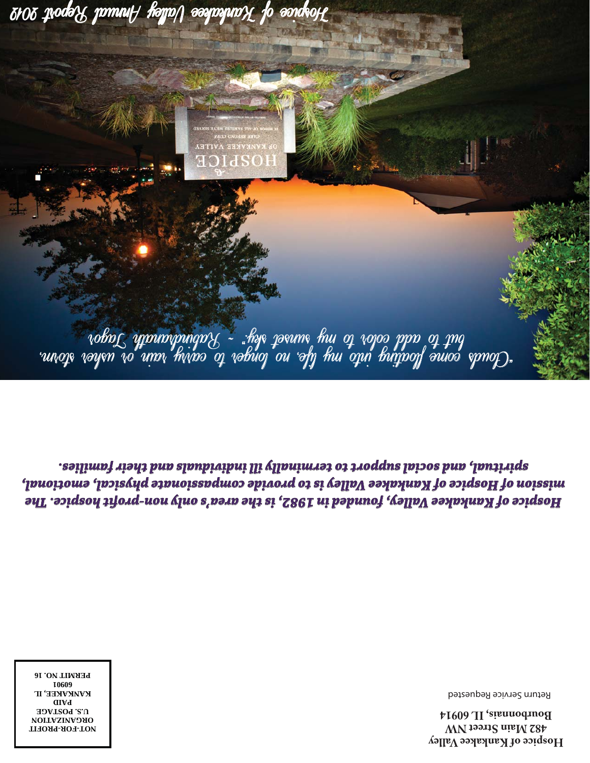# Hospice of Kankakee Valley Annual Report 2012

"Clouds come floating into my life, no longer to carry rain or usher storm, but to add color to my sunset sky." ~ Rabindranath Tagore

***Hospice of Kankakee Valley, founded in 1982, is the area's only non-profit hospice. The mission of Hospice of Kankakee Valley is to provide compassionate physical, emotional, spiritual, and social support to terminally ill individuals and their families.***

**Hospice of Kankakee Valley**
**482 Main Street NW**
**Bourbonnais, IL 60914**

Return Service Requested

**NOT-FOR-PROFIT ORGANIZATION**
**U.S. POSTAGE**
**PAID**
**KANKAKEE, IL**
**60901**
**PERMIT NO. 16**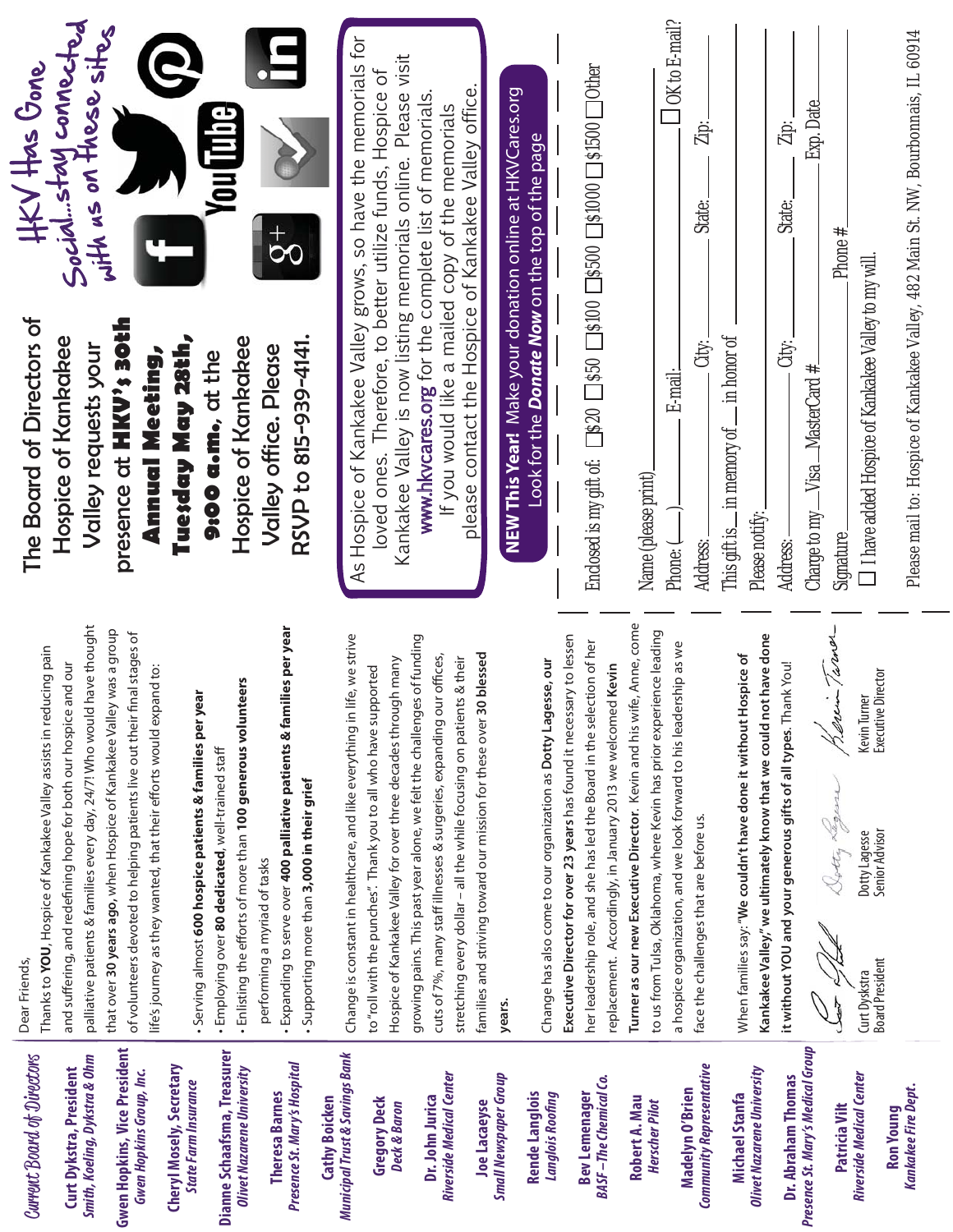## Current Board of Directors

**Curt Dykstra, President**
*Smith, Koeling, Dykstra & Ohm*

**Gwen Hopkins, Vice President**
*Gwen Hopkins Group, Inc.*

**Cheryl Mosely, Secretary**
*State Farm Insurance*

**Dianne Schaafsma, Treasurer**
*Olivet Nazarene University*

**Theresa Barnes**
*Presence St. Mary's Hospital*

**Cathy Boicken**
*Municipal Trust & Savings Bank*

**Gregory Deck**
*Deck & Baron*

**Dr. John Jurica**
*Riverside Medical Center*

**Joe Lacaeyse**
*Small Newspaper Group*

**Rende Langlois**
*Langlois Roofing*

**Bev Lemenager**
*BASF – The Chemical Co.*

**Robert A. Mau**
*Herscher Pilot*

**Madelyn O'Brien**
*Community Representative*

**Michael Stanfa**
*Olivet Nazarene University*

**Dr. Abraham Thomas**
*Presence St. Mary's Medical Group*

**Patricia Vilt**
*Riverside Medical Center*

**Ron Young**
*Kankakee Fire Dept.*

---

Dear Friends,

Thanks to **YOU**, Hospice of Kankakee Valley assists in reducing pain and suffering, and redefining hope for both our hospice and our palliative patients & families every day, 24/7! Who would have thought that over **30 years ago**, when Hospice of Kankakee Valley was a group of volunteers devoted to helping patients live out their final stages of life's journey as they wanted, that their efforts would expand to:

- Serving almost **600 hospice patients & families per year**
- Employing over **80 dedicated**, well-trained staff
- Enlisting the efforts of more than **100 generous volunteers** performing a myriad of tasks
- Expanding to serve over **400 palliative patients & families per year**
- Supporting more than **3,000 in their grief**

Change is constant in healthcare, and like everything in life, we strive to "roll with the punches". Thank you to all who have supported Hospice of Kankakee Valley for over three decades through many growing pains. This past year alone, we felt the challenges of funding cuts of 7%, many staff illnesses & surgeries, expanding our offices, stretching every dollar – all the while focusing on patients & their families and striving toward our mission for these over **30 blessed years**.

Change has also come to our organization as **Dotty Lagesse, our Executive Director for over 23 years** has found it necessary to lessen her leadership role, and she has led the Board in the selection of her replacement. Accordingly, in January 2013 we welcomed **Kevin Turner as our new Executive Director**. Kevin and his wife, Anne, come to us from Tulsa, Oklahoma, where Kevin has prior experience leading a hospice organization, and we look forward to his leadership as we face the challenges that are before us.

When families say: **"We couldn't have done it without Hospice of Kankakee Valley," we ultimately know that we could not have done it without YOU and your generous gifts of all types.** Thank You!

Curt Dyskstra
Board President

Dotty Lagesse
Senior Advisor

Kevin Turner
Executive Director

---

The Board of Directors of Hospice of Kankakee Valley requests your presence at **HKV's 30th Annual Meeting, Tuesday May 28th, 9:00 a.m.**, at the Hospice of Kankakee Valley office. Please RSVP to 815-939-4141.

HKV Has Gone Social...stay connected with us on these sites

---

As Hospice of Kankakee Valley grows, so have the memorials for loved ones. Therefore, to better utilize funds, Hospice of Kankakee Valley is now listing memorials online. Please visit **www.hkvcares.org** for the complete list of memorials. If you would like a mailed copy of the memorials please contact the Hospice of Kankakee Valley office.

**NEW This Year!** Make your donation online at HKVCares.org Look for the ***Donate Now*** on the top of the page

---

Enclosed is my gift of: ☐ $20 ☐ $50 ☐ $100 ☐ $500 ☐ $1000 ☐ $1500 ☐ Other

Name (please print) ____________________

Phone: (____) ____________ E-mail: ____________ ☐ OK to E-mail?

Address: ____________ City: ____________ State: ______ Zip: ______

This gift is ___ in memory of ___ in honor of ____________________

Please notify: ____________________

Address: ____________ City: ____________ State: ______ Zip: ______

Charge to my ___ Visa ___ MasterCard # ____________ Exp. Date ______

Signature ____________ Phone # ____________

☐ I have added Hospice of Kankakee Valley to my will.

Please mail to: Hospice of Kankakee Valley, 482 Main St. NW, Bourbonnais, IL 60914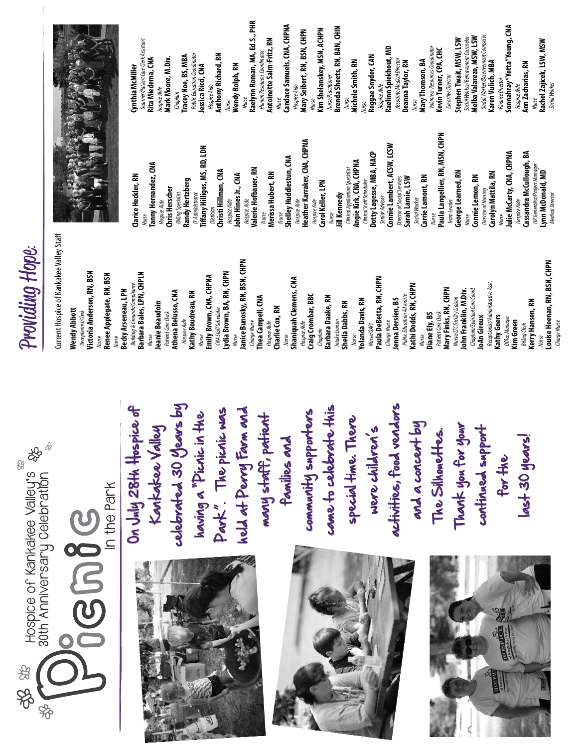# Hospice of Kankakee Valley's 30th Anniversary Celebration

## Picnic In the Park

On July 28th Hospice of Kankakee Valley celebrated 30 years by having a "Picnic in the Park". The picnic was held at Perry Farm and many staff, patient families and community supporters came to celebrate this special time. There were children's activities, food vendors and a concert by The Silhouettes.

Thank you for your continued support for the last 30 years!

## Providing Hope:

Current Hospice of Kankakee Valley Staff

**Wendy Abbott**
*Receptionist/Clerk*
**Victoria Anderson, RN, BSN**
*Nurse*
**Renee Applegate, RN, BSN**
*Nurse*
**Becky Arseneau, LPN**
*Building & Grounds/Compliance*
**Barbara Bales, LPN, CHPLN**
*Nurse*
**Jeanie Beaudoin**
*Patient Care Clerk*
**Athena Belusso, CNA**
*Hospice Aide*
**Kathy Boudreau, RN**
*Nurse*
**Emily Brown, CNA, CHPNA**
*CNA Staff Scheduler*
**Lydia Brown, BA, RN, CHPN**
*Nurse*
**Janice Bunosky, RN, BSN, CHPN**
*Charge Nurse*
**Thea Campell, CNA**
*Hospice Aide*
**Charlie Cox, RN**
*Nurse*
**Shaniquah Clemens, CNA**
*Hospice Aide*
**Craig Crombar, BBC**
*Chaplain*
**Barbara Daake, RN**
*Intake Liaison*
**Sheila Dabbs, RN**
*Nurse*
**Yolanda Davis, RN**
*Nurse/QAPI*
**Paula DeBetta, RN, CHPN**
*Charge Nurse*
**Jenna Dersien, BS**
*Public Education Advocate*
**Kathi Dodds, RN, CHPN**
*Nurse*
**Diane Ely, BS**
*Patient Care Clerk*
**Mary Finks, RN, CHPN**
*Nurse/LTC Facility Liaison*
**John Franklin, M.Div.**
*Chaplain/Spiritual Care Coord.*
**JoAn Giroux**
*Receptionist/Administrative Asst.*
**Kathy Goers**
*Office Manager*
**Kim Green**
*Billing Clerk*
**Kerry Hansen, RN**
*Nurse*
**Louise Heenan, RN, BSN, CHPN**
*Charge Nurse*

**Clarice Heckler, RN**
*Nurse*
**Tanny Hernandez, CNA**
*Hospice Aide*
**Chris Herscher**
*Billing Specialist*
**Randy Hertzberg**
*IT Administrator*
**Tiffany Hilligos, MS, RD, LDN**
*Dietician*
**Christi Hillman, CNA**
*Hospice Aide*
**John Hines Jr., CNA**
*Hospice Aide*
**Valerie Hofbauer, RN**
*Nurse*
**Merissa Hubert, RN**
*Nurse*
**Shelley Huddlestun, CNA**
*Hospice Aide*
**Heather Karraker, CNA, CHPNA**
*Hospice Aide*
**Carol Keller, LPN**
*Nurse*
**Jill Kennedy**
*Clinical Application Specialist*
**Angie Kirk, CNA, CHPNA**
*Clinical Staff Scheduler*
**Dotty Lagesse, MBA, HACP**
*Senior Advisor*
**Connie Lambert, ACSW, LCSW**
*Director of Social Services*
**Sarah Lamie, LSW**
*Social Worker*
**Carrie Lamont, RN**
*Nurse*
**Paula Langellier, RN, MSN, CHPN**
*Team Leader*
**George Learned, RN**
*Nurse*
**Connie Lemon, RN**
*Director of Nursing*
**Carolyn Mattila, RN**
*Nurse*
**Julie McCarty, CNA, CHPNA**
*Hospice Aide*
**Cassandra McCullough, BA**
*HR Generalist/Project Manager*
**Lynn McDonald, MD**
*Medical Director*

**Cynthia McMiller**
*Scanner/Patient Care Clerk Assistant*
**Rita Miedema, CNA**
*Hospice Aide*
**Mark Moore, M.Div.**
*Chaplain*
**Tracey Noe, BS, MBA**
*Public Education Coordinator*
**Jessica Ricci, CNA**
*Hospice Aide*
**Anthony Richard, RN**
*Nurse*
**Wendy Rolph, RN**
*Nurse*
**Raelynn Roman, MA, Ed.S., PHR**
*Human Resources Coordinator*
**Antoinette Salm-Fritz, RN**
*Nurse*
**Candace Samuels, CNA, CHPNA**
*Hospice Aide*
**Mary Seibert, RN, BSN, CHPN**
*Nurse*
**Kim Shelanskey, MSN, ACHPN**
*Nurse Practitioner*
**Brenda Sheets, RN, BAN, CHIN**
*Nurse*
**Michele Smith, RN**
*Nurse*
**Reggae Snyder, CAN**
*Hospice Aide*
**Raelinn Spiekhout, MD**
*Associate Medical Director*
**Deanna Taylor, RN**
*Nurse*
**Mary Thomson, BA**
*Volunteer Resources Coordinator*
**Kevin Turner, CPA, CHC**
*Executive Director*
**Stephen Twait, MSW, LSW**
*Social Worker/Bereavement Counselor*
**Melba Valarezo, MSW, LSW**
*Social Worker/Bereavement Counselor*
**Karen Vulich, MBA**
*Finance Director*
**Sonnahray "Yetta" Young, CNA**
*Hospice Aide*
**Ann Zacharias, RN**
*Nurse*
**Rachel Zajicek, LSW, MSW**
*Social Worker*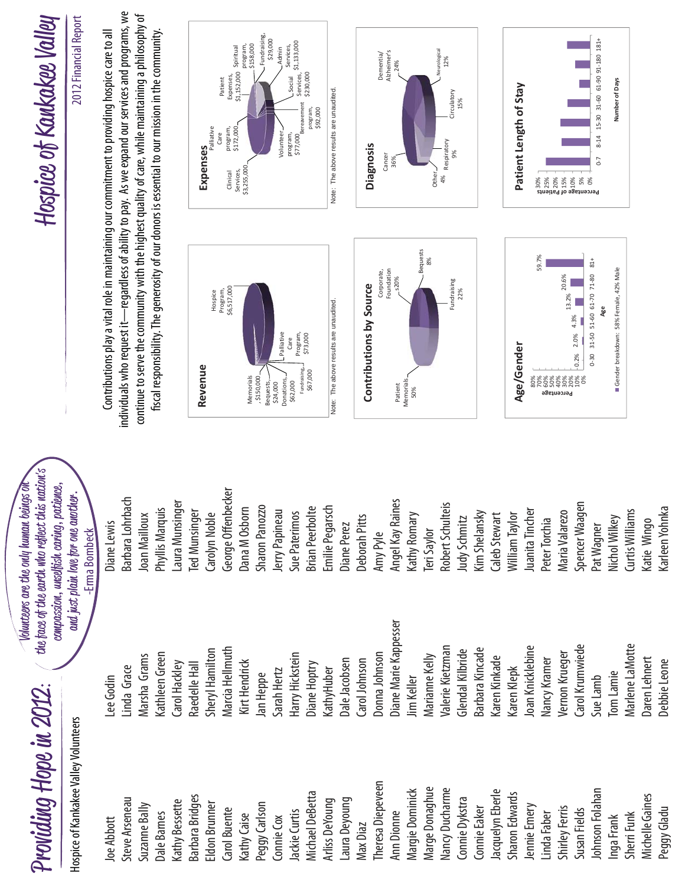# Providing Hope in 2012:

Hospice of Kankakee Valley Volunteers

> *Volunteers are the only human beings on the face of the earth who reflect this nation's compassion, unselfish caring, patience, and just plain love for one another.*
> -Erma Bombeck

Joe Abbott
Steve Arseneau
Suzanne Bally
Dale Barnes
Kathy Bessette
Barbara Bridges
Eldon Brunner
Carol Buente
Kathy Caise
Peggy Carlson
Connie Cox
Jackie Curtis
Michael DeBetta
Arliss DeYoung
Laura Deyoung
Max Diaz
Theresa Diepeveen
Ann Dionne
Margie Dominick
Marge Donaghue
Nancy Ducharme
Connie Dykstra
Connie Eaker
Jacquelyn Eberle
Sharon Edwards
Jennie Emery
Linda Faber
Shirley Ferris
Susan Fields
Johnson Folahan
Inga Frank
Sherri Funk
Michelle Gaines
Peggy Gladu
Lee Godin
Linda Grace
Marsha Grams
Kathleen Green
Carol Hackley
Raedelle Hall
Sheryl Hamilton
Marcia Hellmuth
Kirt Hendrick
Jan Heppe
Sarah Hertz
Harry Hickstein
Diane Hoptry
KathyHuber
Dale Jacobsen
Carol Johnson
Donna Johnson
Diane Marie Kappesser
Jim Keller
Marianne Kelly
Valerie Kietzman
Glendal Kilbride
Barbara Kincade
Karen Kinkade
Karen Klepk
Joan Knicklebine
Nancy Kramer
Vernon Krueger
Carol Krumwiede
Sue Lamb
Tom Lamie
Marlene LaMotte
Daren Lehnert
Debbie Leone
Diane Lewis
Barbara Lohrbach
Joan Mailloux
Phyllis Marquis
Laura Munsinger
Ted Munsinger
Carolyn Noble
George Offenbecker
Dana M Osborn
Sharon Panozzo
Jerry Papineau
Sue Paterimos
Brian Peerbolte
Emilie Pegarsch
Diane Perez
Deborah Pitts
Amy Pyle
Angel Kay Raines
Kathy Romary
Teri Saylor
Robert Schulteis
Judy Schmitz
Kim Shelansky
Caleb Stewart
William Taylor
Juanita Tincher
Peter Torchia
Maria Valarezo
Spencer Waagen
Pat Wagner
Nichol Wilkey
Curtis Williams
Katie Wingo
Karleen Yohnka

# Hospice of Kankakee Valley

2012 Financial Report

Contributions play a vital role in maintaining our commitment to providing hospice care to all individuals who request it—regardless of ability to pay. As we expand our services and programs, we continue to serve the community with the highest quality of care, while maintaining a philosophy of fiscal responsibility. The generosity of our donors is essential to our mission in the community.

## Revenue

Hospice Program, $6,517,000
Memorials, $150,000
Bequests, $24,000
Donations, $62,000
Fundraising, $67,000
Palliative Care Program, $73,000

Note: The above results are unaudited.

## Expenses

Clinical Services, $3,255,000
Palliative Care program, $172,000
Patient Expenses, $1,152,000
Spiritual program, $158,000
Fundraising, $29,000
Admin Services, $1,133,000
Social Services, $230,000
Bereavement program, $92,000
Volunteer program, $77,000

Note: The above results are unaudited.

## Contributions by Source

Patient Memorials 50%
Corporate, Foundation 20%
Bequests 8%
Fundraising 22%

## Diagnosis

Cancer 36%
Dementia/ Alzheimer's 24%
Neurological 12%
Circulatory 15%
Respiratory 9%
Other 4%

## Age/Gender

Percentage
80%
70%
60%
50%
40%
30%
20%
10%
0%

0-30: 0.2%
31-50: 2.0%
51-60: 4.3%
61-70: 13.2%
71-80: 20.6%
81+: 59.7%

Age

Gender breakdown: 58% Female, 42% Male

## Patient Length of Stay

Percentage of Patients
30%
25%
20%
15%
10%
5%
0%

0-7
8-14
15-30
31-60
61-90
91-180
181+

Number of Days